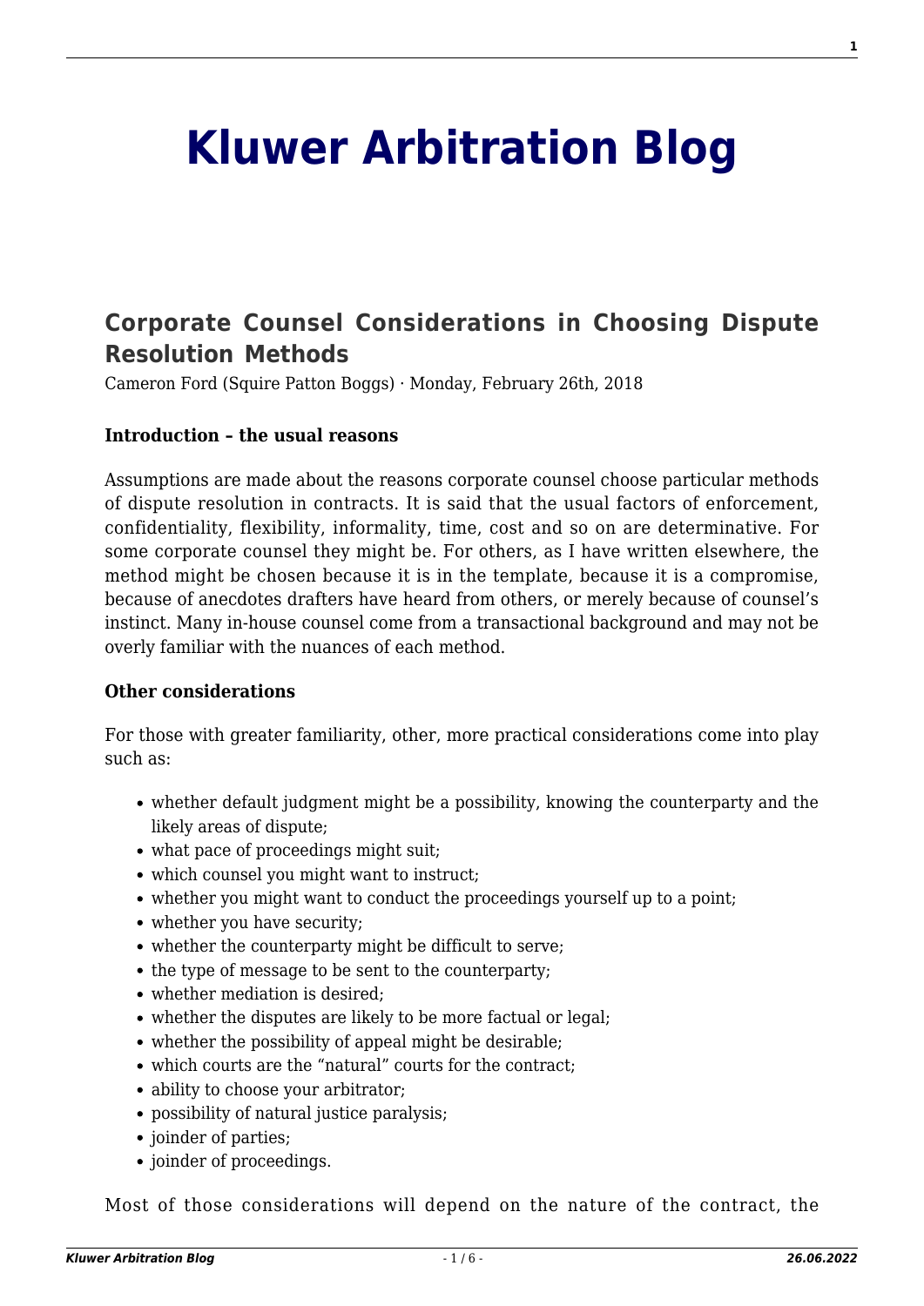# Kluwer Arbitration Blog

## Corporate Counsel Considerations in Choosing Dispute Resolution Methods

Cameron Ford (Squire Patton Boggs) · Monday, February 26th, 2018

**Introduction – the usual reasons**

Assumptions are made about the reasons corporate counsel choose particular methods of dispute resolution in contracts. It is said that the usual factors of enforcement, confidentiality, flexibility, informality, time, cost and so on are determinative. For some corporate counsel they might be. For others, as I have written elsewhere, the method might be chosen because it is in the template, because it is a compromise, because of anecdotes drafters have heard from others, or merely because of counsel's instinct. Many in-house counsel come from a transactional background and may not be overly familiar with the nuances of each method.

**Other considerations**

For those with greater familiarity, other, more practical considerations come into play such as:

- whether default judgment might be a possibility, knowing the counterparty and the likely areas of dispute;
- what pace of proceedings might suit;
- which counsel you might want to instruct;
- whether you might want to conduct the proceedings yourself up to a point;
- whether you have security;
- whether the counterparty might be difficult to serve;
- the type of message to be sent to the counterparty;
- whether mediation is desired;
- whether the disputes are likely to be more factual or legal;
- whether the possibility of appeal might be desirable;
- which courts are the "natural" courts for the contract;
- ability to choose your arbitrator;
- possibility of natural justice paralysis;
- joinder of parties;
- joinder of proceedings.

Most of those considerations will depend on the nature of the contract, the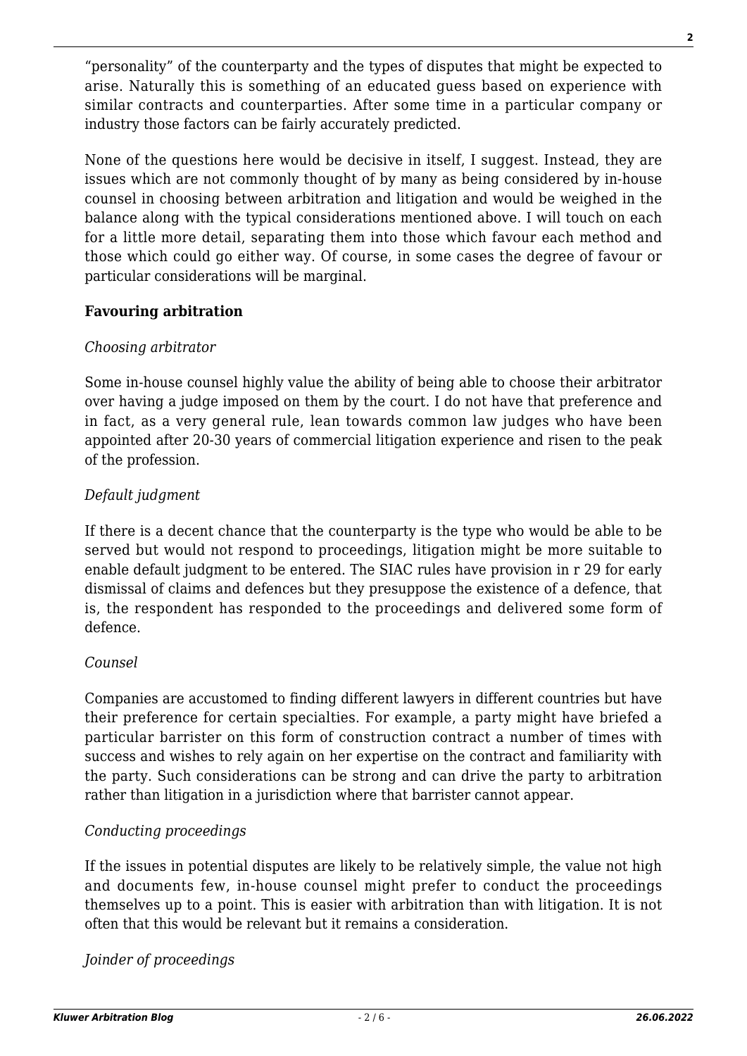"personality" of the counterparty and the types of disputes that might be expected to arise. Naturally this is something of an educated guess based on experience with similar contracts and counterparties. After some time in a particular company or industry those factors can be fairly accurately predicted.

None of the questions here would be decisive in itself, I suggest. Instead, they are issues which are not commonly thought of by many as being considered by in-house counsel in choosing between arbitration and litigation and would be weighed in the balance along with the typical considerations mentioned above. I will touch on each for a little more detail, separating them into those which favour each method and those which could go either way. Of course, in some cases the degree of favour or particular considerations will be marginal.

**Favouring arbitration**

*Choosing arbitrator*

Some in-house counsel highly value the ability of being able to choose their arbitrator over having a judge imposed on them by the court. I do not have that preference and in fact, as a very general rule, lean towards common law judges who have been appointed after 20-30 years of commercial litigation experience and risen to the peak of the profession.

*Default judgment*

If there is a decent chance that the counterparty is the type who would be able to be served but would not respond to proceedings, litigation might be more suitable to enable default judgment to be entered. The SIAC rules have provision in r 29 for early dismissal of claims and defences but they presuppose the existence of a defence, that is, the respondent has responded to the proceedings and delivered some form of defence.

*Counsel*

Companies are accustomed to finding different lawyers in different countries but have their preference for certain specialties. For example, a party might have briefed a particular barrister on this form of construction contract a number of times with success and wishes to rely again on her expertise on the contract and familiarity with the party. Such considerations can be strong and can drive the party to arbitration rather than litigation in a jurisdiction where that barrister cannot appear.

*Conducting proceedings*

If the issues in potential disputes are likely to be relatively simple, the value not high and documents few, in-house counsel might prefer to conduct the proceedings themselves up to a point. This is easier with arbitration than with litigation. It is not often that this would be relevant but it remains a consideration.

*Joinder of proceedings*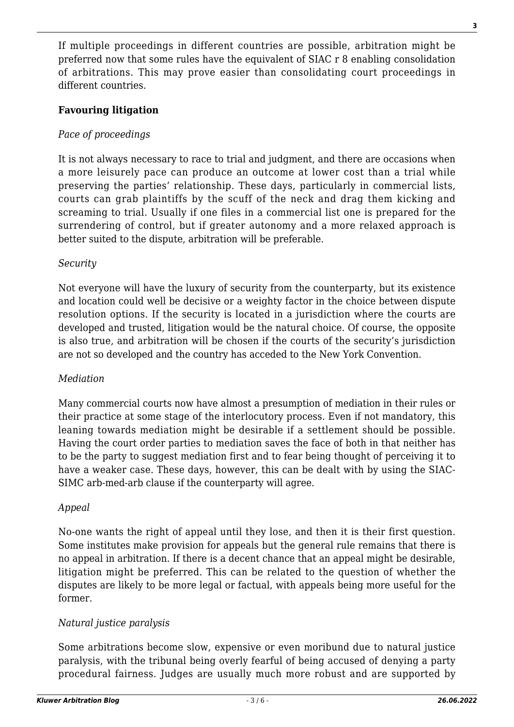If multiple proceedings in different countries are possible, arbitration might be preferred now that some rules have the equivalent of SIAC r 8 enabling consolidation of arbitrations. This may prove easier than consolidating court proceedings in different countries.

**Favouring litigation**

*Pace of proceedings*

It is not always necessary to race to trial and judgment, and there are occasions when a more leisurely pace can produce an outcome at lower cost than a trial while preserving the parties' relationship. These days, particularly in commercial lists, courts can grab plaintiffs by the scuff of the neck and drag them kicking and screaming to trial. Usually if one files in a commercial list one is prepared for the surrendering of control, but if greater autonomy and a more relaxed approach is better suited to the dispute, arbitration will be preferable.

*Security*

Not everyone will have the luxury of security from the counterparty, but its existence and location could well be decisive or a weighty factor in the choice between dispute resolution options. If the security is located in a jurisdiction where the courts are developed and trusted, litigation would be the natural choice. Of course, the opposite is also true, and arbitration will be chosen if the courts of the security's jurisdiction are not so developed and the country has acceded to the New York Convention.

*Mediation*

Many commercial courts now have almost a presumption of mediation in their rules or their practice at some stage of the interlocutory process. Even if not mandatory, this leaning towards mediation might be desirable if a settlement should be possible. Having the court order parties to mediation saves the face of both in that neither has to be the party to suggest mediation first and to fear being thought of perceiving it to have a weaker case. These days, however, this can be dealt with by using the SIAC-SIMC arb-med-arb clause if the counterparty will agree.

*Appeal*

No-one wants the right of appeal until they lose, and then it is their first question. Some institutes make provision for appeals but the general rule remains that there is no appeal in arbitration. If there is a decent chance that an appeal might be desirable, litigation might be preferred. This can be related to the question of whether the disputes are likely to be more legal or factual, with appeals being more useful for the former.

*Natural justice paralysis*

Some arbitrations become slow, expensive or even moribund due to natural justice paralysis, with the tribunal being overly fearful of being accused of denying a party procedural fairness. Judges are usually much more robust and are supported by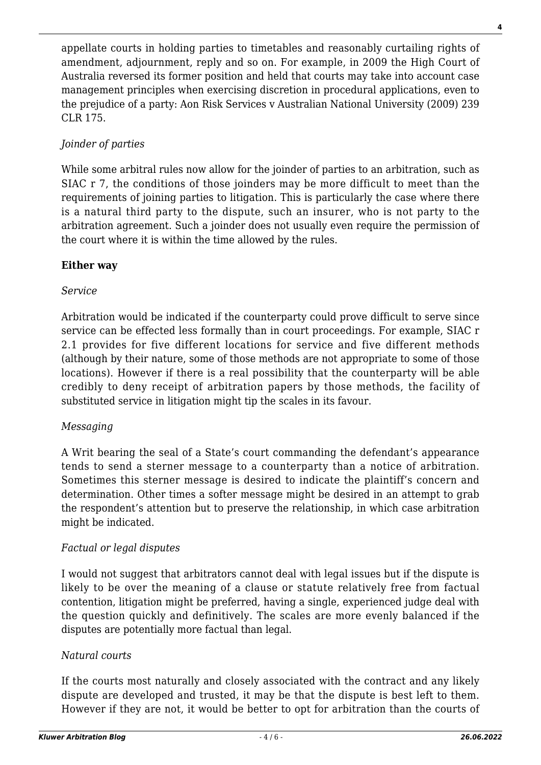appellate courts in holding parties to timetables and reasonably curtailing rights of amendment, adjournment, reply and so on. For example, in 2009 the High Court of Australia reversed its former position and held that courts may take into account case management principles when exercising discretion in procedural applications, even to the prejudice of a party: Aon Risk Services v Australian National University (2009) 239 CLR 175.

*Joinder of parties*

While some arbitral rules now allow for the joinder of parties to an arbitration, such as SIAC r 7, the conditions of those joinders may be more difficult to meet than the requirements of joining parties to litigation. This is particularly the case where there is a natural third party to the dispute, such an insurer, who is not party to the arbitration agreement. Such a joinder does not usually even require the permission of the court where it is within the time allowed by the rules.

**Either way**

*Service*

Arbitration would be indicated if the counterparty could prove difficult to serve since service can be effected less formally than in court proceedings. For example, SIAC r 2.1 provides for five different locations for service and five different methods (although by their nature, some of those methods are not appropriate to some of those locations). However if there is a real possibility that the counterparty will be able credibly to deny receipt of arbitration papers by those methods, the facility of substituted service in litigation might tip the scales in its favour.

*Messaging*

A Writ bearing the seal of a State's court commanding the defendant's appearance tends to send a sterner message to a counterparty than a notice of arbitration. Sometimes this sterner message is desired to indicate the plaintiff's concern and determination. Other times a softer message might be desired in an attempt to grab the respondent's attention but to preserve the relationship, in which case arbitration might be indicated.

*Factual or legal disputes*

I would not suggest that arbitrators cannot deal with legal issues but if the dispute is likely to be over the meaning of a clause or statute relatively free from factual contention, litigation might be preferred, having a single, experienced judge deal with the question quickly and definitively. The scales are more evenly balanced if the disputes are potentially more factual than legal.

*Natural courts*

If the courts most naturally and closely associated with the contract and any likely dispute are developed and trusted, it may be that the dispute is best left to them. However if they are not, it would be better to opt for arbitration than the courts of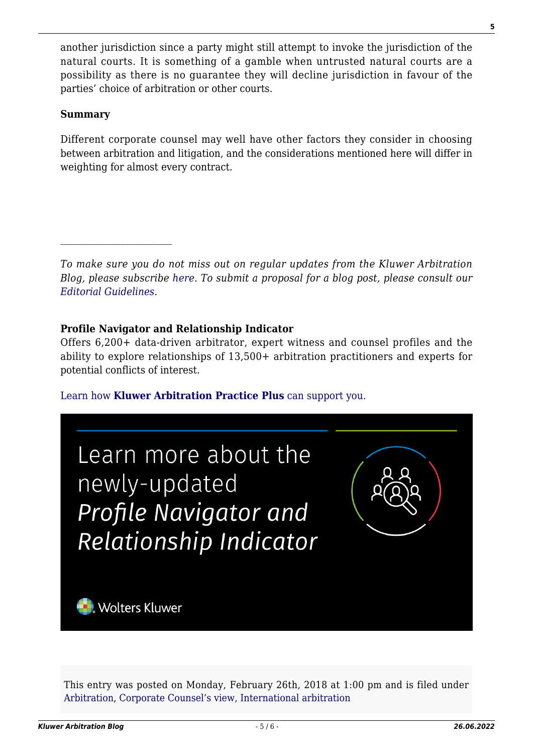another jurisdiction since a party might still attempt to invoke the jurisdiction of the natural courts. It is something of a gamble when untrusted natural courts are a possibility as there is no guarantee they will decline jurisdiction in favour of the parties' choice of arbitration or other courts.

**Summary**

Different corporate counsel may well have other factors they consider in choosing between arbitration and litigation, and the considerations mentioned here will differ in weighting for almost every contract.

---

*To make sure you do not miss out on regular updates from the Kluwer Arbitration Blog, please subscribe here. To submit a proposal for a blog post, please consult our Editorial Guidelines.*

**Profile Navigator and Relationship Indicator**
Offers 6,200+ data-driven arbitrator, expert witness and counsel profiles and the ability to explore relationships of 13,500+ arbitration practitioners and experts for potential conflicts of interest.

Learn how **Kluwer Arbitration Practice Plus** can support you.

This entry was posted on Monday, February 26th, 2018 at 1:00 pm and is filed under Arbitration, Corporate Counsel's view, International arbitration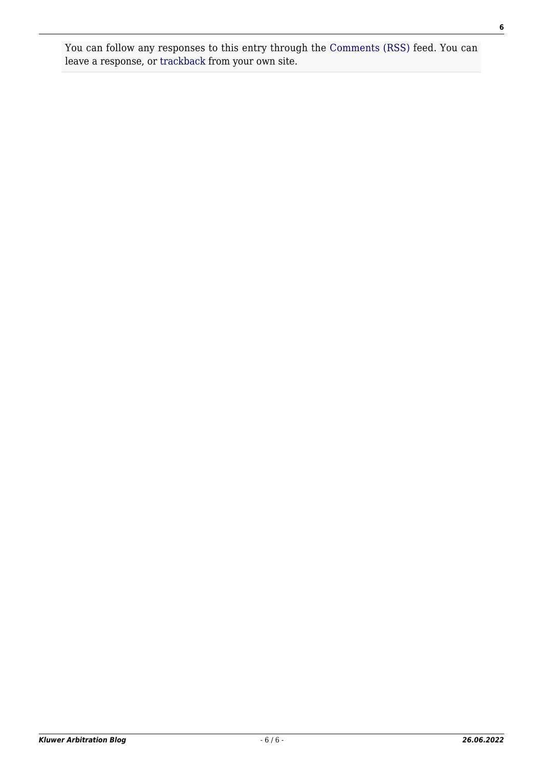You can follow any responses to this entry through the Comments (RSS) feed. You can leave a response, or trackback from your own site.